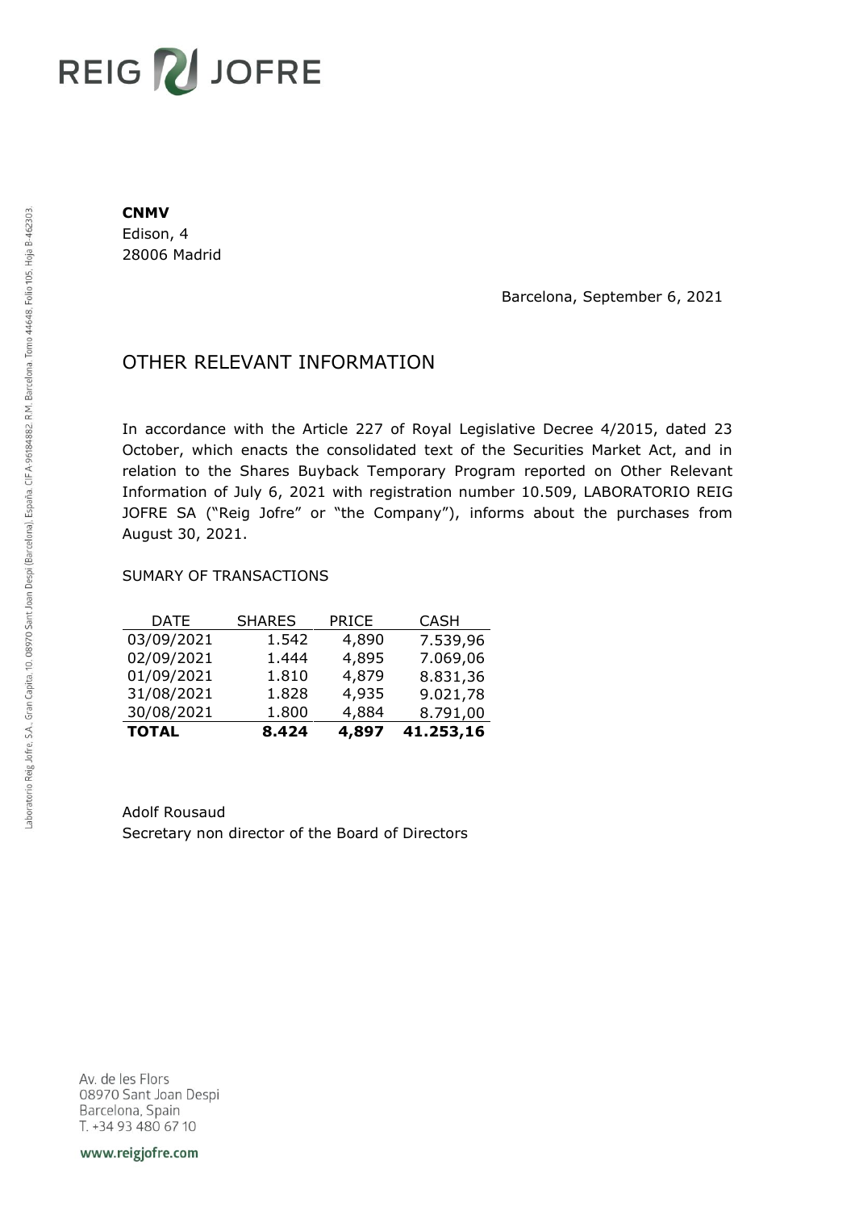REIG JOFRE

**CNMV**
Edison, 4
28006 Madrid

Barcelona, September 6, 2021

# OTHER RELEVANT INFORMATION

In accordance with the Article 227 of Royal Legislative Decree 4/2015, dated 23 October, which enacts the consolidated text of the Securities Market Act, and in relation to the Shares Buyback Temporary Program reported on Other Relevant Information of July 6, 2021 with registration number 10.509, LABORATORIO REIG JOFRE SA ("Reig Jofre" or "the Company"), informs about the purchases from August 30, 2021.

SUMARY OF TRANSACTIONS

| DATE | SHARES | PRICE | CASH |
|---|---|---|---|
| 03/09/2021 | 1.542 | 4,890 | 7.539,96 |
| 02/09/2021 | 1.444 | 4,895 | 7.069,06 |
| 01/09/2021 | 1.810 | 4,879 | 8.831,36 |
| 31/08/2021 | 1.828 | 4,935 | 9.021,78 |
| 30/08/2021 | 1.800 | 4,884 | 8.791,00 |
| **TOTAL** | **8.424** | **4,897** | **41.253,16** |

Adolf Rousaud
Secretary non director of the Board of Directors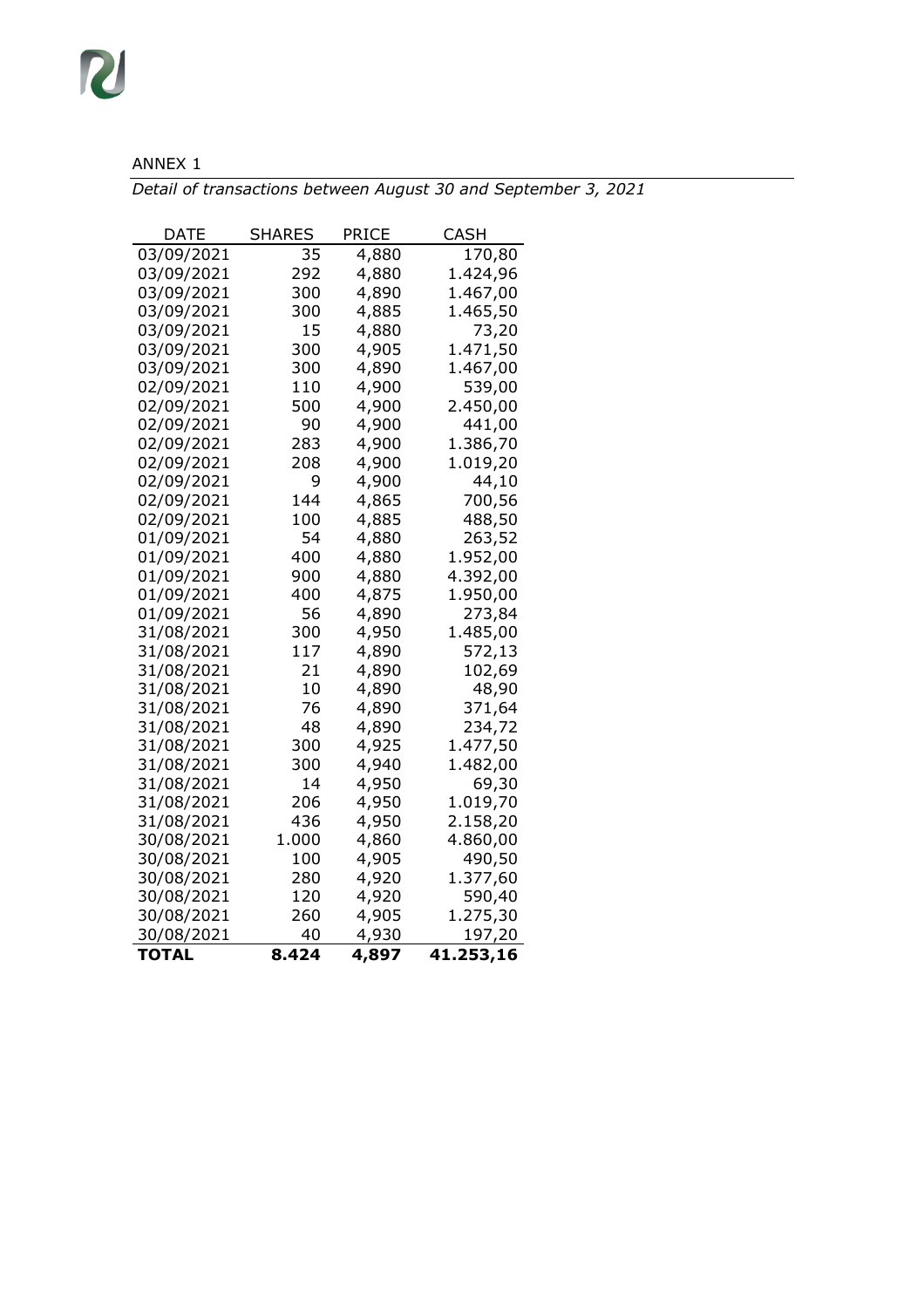ANNEX 1

*Detail of transactions between August 30 and September 3, 2021*

| DATE | SHARES | PRICE | CASH |
|---|---|---|---|
| 03/09/2021 | 35 | 4,880 | 170,80 |
| 03/09/2021 | 292 | 4,880 | 1.424,96 |
| 03/09/2021 | 300 | 4,890 | 1.467,00 |
| 03/09/2021 | 300 | 4,885 | 1.465,50 |
| 03/09/2021 | 15 | 4,880 | 73,20 |
| 03/09/2021 | 300 | 4,905 | 1.471,50 |
| 03/09/2021 | 300 | 4,890 | 1.467,00 |
| 02/09/2021 | 110 | 4,900 | 539,00 |
| 02/09/2021 | 500 | 4,900 | 2.450,00 |
| 02/09/2021 | 90 | 4,900 | 441,00 |
| 02/09/2021 | 283 | 4,900 | 1.386,70 |
| 02/09/2021 | 208 | 4,900 | 1.019,20 |
| 02/09/2021 | 9 | 4,900 | 44,10 |
| 02/09/2021 | 144 | 4,865 | 700,56 |
| 02/09/2021 | 100 | 4,885 | 488,50 |
| 01/09/2021 | 54 | 4,880 | 263,52 |
| 01/09/2021 | 400 | 4,880 | 1.952,00 |
| 01/09/2021 | 900 | 4,880 | 4.392,00 |
| 01/09/2021 | 400 | 4,875 | 1.950,00 |
| 01/09/2021 | 56 | 4,890 | 273,84 |
| 31/08/2021 | 300 | 4,950 | 1.485,00 |
| 31/08/2021 | 117 | 4,890 | 572,13 |
| 31/08/2021 | 21 | 4,890 | 102,69 |
| 31/08/2021 | 10 | 4,890 | 48,90 |
| 31/08/2021 | 76 | 4,890 | 371,64 |
| 31/08/2021 | 48 | 4,890 | 234,72 |
| 31/08/2021 | 300 | 4,925 | 1.477,50 |
| 31/08/2021 | 300 | 4,940 | 1.482,00 |
| 31/08/2021 | 14 | 4,950 | 69,30 |
| 31/08/2021 | 206 | 4,950 | 1.019,70 |
| 31/08/2021 | 436 | 4,950 | 2.158,20 |
| 30/08/2021 | 1.000 | 4,860 | 4.860,00 |
| 30/08/2021 | 100 | 4,905 | 490,50 |
| 30/08/2021 | 280 | 4,920 | 1.377,60 |
| 30/08/2021 | 120 | 4,920 | 590,40 |
| 30/08/2021 | 260 | 4,905 | 1.275,30 |
| 30/08/2021 | 40 | 4,930 | 197,20 |
| **TOTAL** | **8.424** | **4,897** | **41.253,16** |